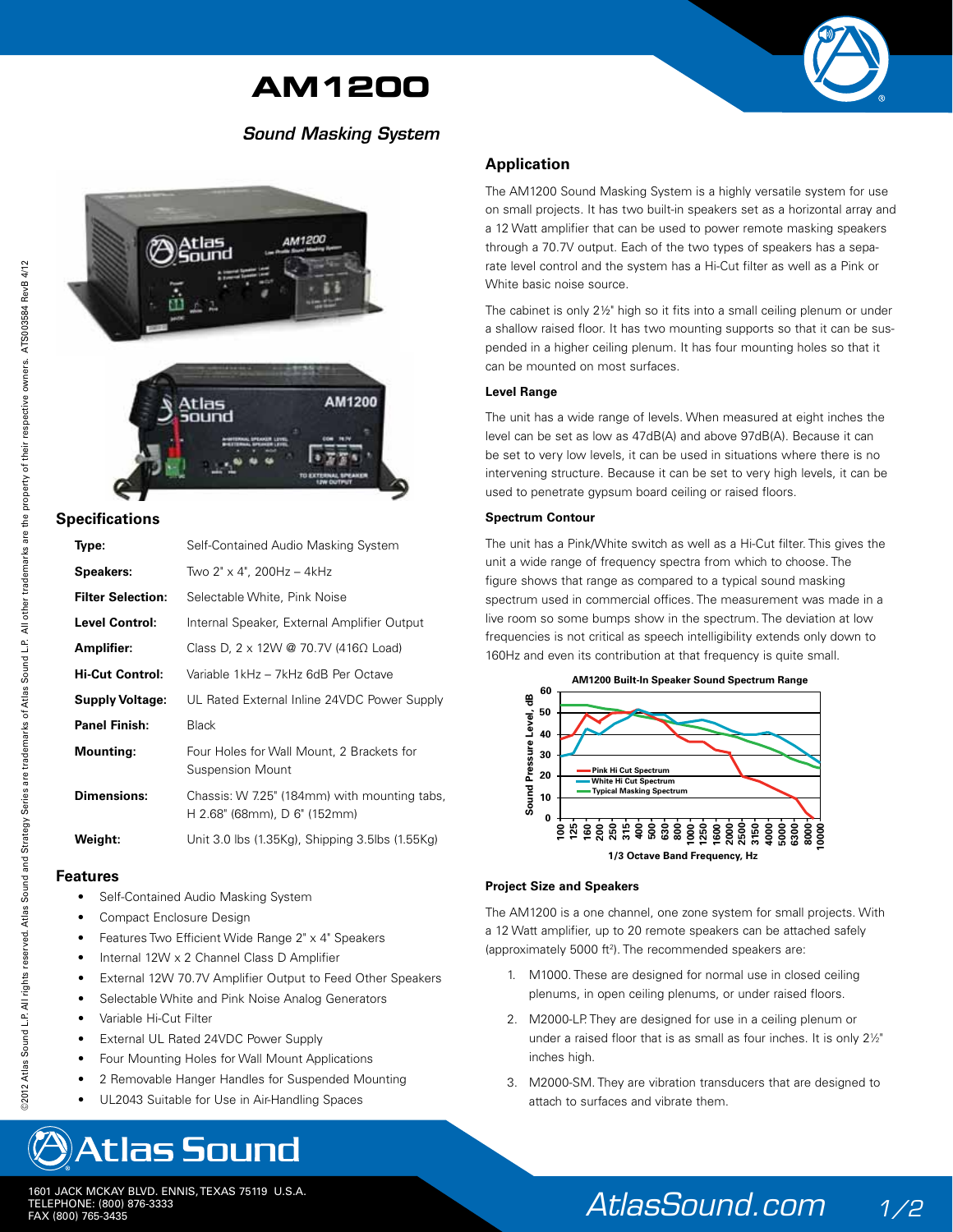# AM1200

*Sound Masking System*

## Specifications

| | |
|---|---|
| **Type:** | Self-Contained Audio Masking System |
| **Speakers:** | Two 2" x 4", 200Hz – 4kHz |
| **Filter Selection:** | Selectable White, Pink Noise |
| **Level Control:** | Internal Speaker, External Amplifier Output |
| **Amplifier:** | Class D, 2 x 12W @ 70.7V (416Ω Load) |
| **Hi-Cut Control:** | Variable 1kHz – 7kHz 6dB Per Octave |
| **Supply Voltage:** | UL Rated External Inline 24VDC Power Supply |
| **Panel Finish:** | Black |
| **Mounting:** | Four Holes for Wall Mount, 2 Brackets for Suspension Mount |
| **Dimensions:** | Chassis: W 7.25" (184mm) with mounting tabs, H 2.68" (68mm), D 6" (152mm) |
| **Weight:** | Unit 3.0 lbs (1.35Kg), Shipping 3.5lbs (1.55Kg) |

## Features

- Self-Contained Audio Masking System
- Compact Enclosure Design
- Features Two Efficient Wide Range 2" x 4" Speakers
- Internal 12W x 2 Channel Class D Amplifier
- External 12W 70.7V Amplifier Output to Feed Other Speakers
- Selectable White and Pink Noise Analog Generators
- Variable Hi-Cut Filter
- External UL Rated 24VDC Power Supply
- Four Mounting Holes for Wall Mount Applications
- 2 Removable Hanger Handles for Suspended Mounting
- UL2043 Suitable for Use in Air-Handling Spaces

## Application

The AM1200 Sound Masking System is a highly versatile system for use on small projects. It has two built-in speakers set as a horizontal array and a 12 Watt amplifier that can be used to power remote masking speakers through a 70.7V output. Each of the two types of speakers has a separate level control and the system has a Hi-Cut filter as well as a Pink or White basic noise source.

The cabinet is only 2½" high so it fits into a small ceiling plenum or under a shallow raised floor. It has two mounting supports so that it can be suspended in a higher ceiling plenum. It has four mounting holes so that it can be mounted on most surfaces.

### Level Range

The unit has a wide range of levels. When measured at eight inches the level can be set as low as 47dB(A) and above 97dB(A). Because it can be set to very low levels, it can be used in situations where there is no intervening structure. Because it can be set to very high levels, it can be used to penetrate gypsum board ceiling or raised floors.

### Spectrum Contour

The unit has a Pink/White switch as well as a Hi-Cut filter. This gives the unit a wide range of frequency spectra from which to choose. The figure shows that range as compared to a typical sound masking spectrum used in commercial offices. The measurement was made in a live room so some bumps show in the spectrum. The deviation at low frequencies is not critical as speech intelligibility extends only down to 160Hz and even its contribution at that frequency is quite small.

**AM1200 Built-In Speaker Sound Spectrum Range**

(Chart: Sound Pressure Level, dB (0–60) vs. 1/3 Octave Band Frequency, Hz (100–10000). Legend: Pink Hi Cut Spectrum; White Hi Cut Spectrum; Typical Masking Spectrum)

### Project Size and Speakers

The AM1200 is a one channel, one zone system for small projects. With a 12 Watt amplifier, up to 20 remote speakers can be attached safely (approximately 5000 ft²). The recommended speakers are:

1. M1000. These are designed for normal use in closed ceiling plenums, in open ceiling plenums, or under raised floors.
2. M2000-LP. They are designed for use in a ceiling plenum or under a raised floor that is as small as four inches. It is only 2½" inches high.
3. M2000-SM. They are vibration transducers that are designed to attach to surfaces and vibrate them.

©2012 Atlas Sound L.P. All rights reserved. Atlas Sound and Strategy Series are trademarks of Atlas Sound L.P. All other trademarks are the property of their respective owners. ATS003584 RevB 4/12

**Atlas Sound**

1601 JACK MCKAY BLVD. ENNIS, TEXAS 75119 U.S.A.
TELEPHONE: (800) 876-3333
FAX (800) 765-3435

AtlasSound.com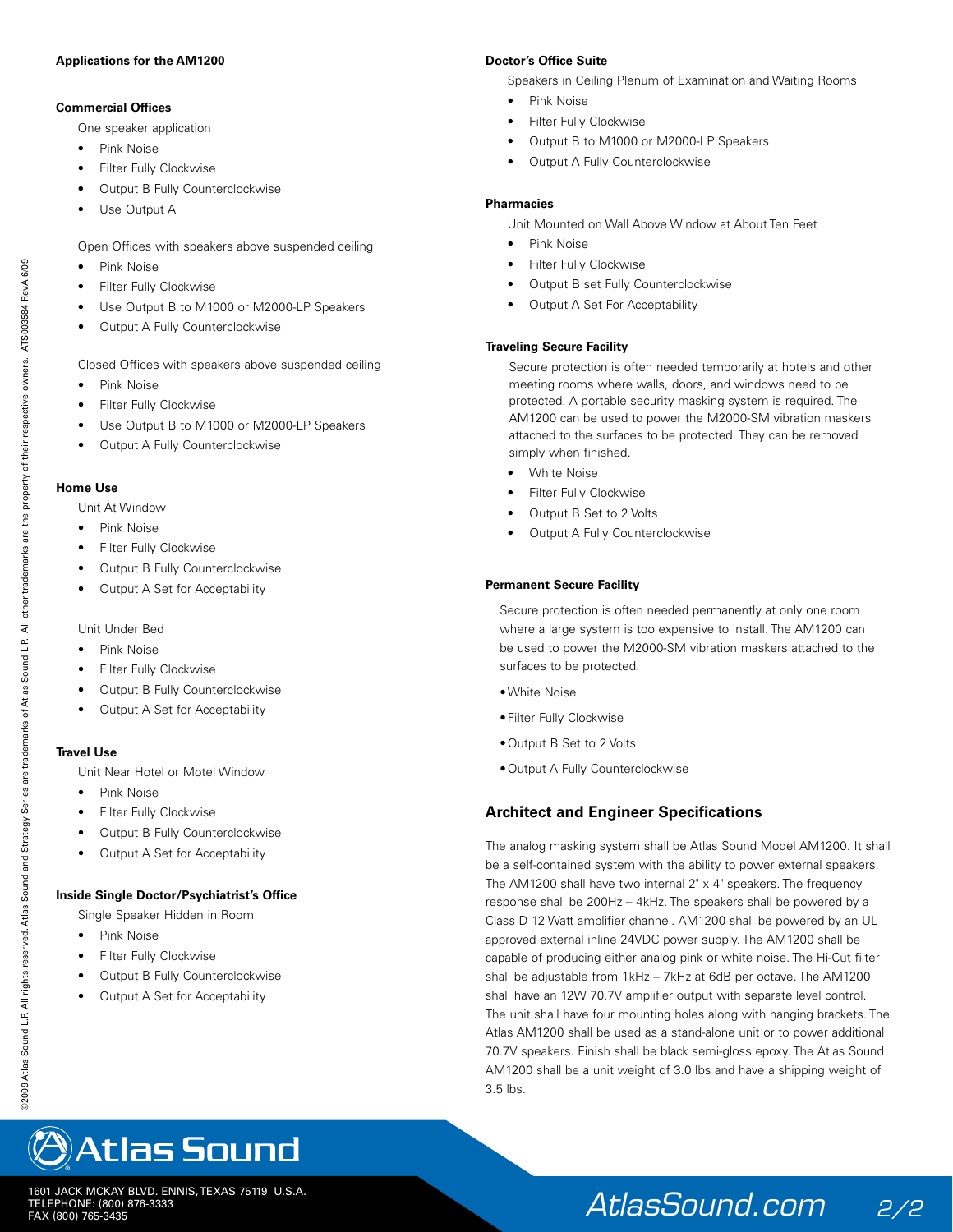### Applications for the AM1200

#### Commercial Offices

One speaker application

- Pink Noise
- Filter Fully Clockwise
- Output B Fully Counterclockwise
- Use Output A

Open Offices with speakers above suspended ceiling

- Pink Noise
- Filter Fully Clockwise
- Use Output B to M1000 or M2000-LP Speakers
- Output A Fully Counterclockwise

Closed Offices with speakers above suspended ceiling

- Pink Noise
- Filter Fully Clockwise
- Use Output B to M1000 or M2000-LP Speakers
- Output A Fully Counterclockwise

#### Home Use

Unit At Window

- Pink Noise
- Filter Fully Clockwise
- Output B Fully Counterclockwise
- Output A Set for Acceptability

Unit Under Bed

- Pink Noise
- Filter Fully Clockwise
- Output B Fully Counterclockwise
- Output A Set for Acceptability

#### Travel Use

Unit Near Hotel or Motel Window

- Pink Noise
- Filter Fully Clockwise
- Output B Fully Counterclockwise
- Output A Set for Acceptability

#### Inside Single Doctor/Psychiatrist's Office

Single Speaker Hidden in Room

- Pink Noise
- Filter Fully Clockwise
- Output B Fully Counterclockwise
- Output A Set for Acceptability

#### Doctor's Office Suite

Speakers in Ceiling Plenum of Examination and Waiting Rooms

- Pink Noise
- Filter Fully Clockwise
- Output B to M1000 or M2000-LP Speakers
- Output A Fully Counterclockwise

#### Pharmacies

Unit Mounted on Wall Above Window at About Ten Feet

- Pink Noise
- Filter Fully Clockwise
- Output B set Fully Counterclockwise
- Output A Set For Acceptability

#### Traveling Secure Facility

Secure protection is often needed temporarily at hotels and other meeting rooms where walls, doors, and windows need to be protected. A portable security masking system is required. The AM1200 can be used to power the M2000-SM vibration maskers attached to the surfaces to be protected. They can be removed simply when finished.

- White Noise
- Filter Fully Clockwise
- Output B Set to 2 Volts
- Output A Fully Counterclockwise

#### Permanent Secure Facility

Secure protection is often needed permanently at only one room where a large system is too expensive to install. The AM1200 can be used to power the M2000-SM vibration maskers attached to the surfaces to be protected.

- White Noise
- Filter Fully Clockwise
- Output B Set to 2 Volts
- Output A Fully Counterclockwise

## Architect and Engineer Specifications

The analog masking system shall be Atlas Sound Model AM1200. It shall be a self-contained system with the ability to power external speakers. The AM1200 shall have two internal 2" x 4" speakers. The frequency response shall be 200Hz – 4kHz. The speakers shall be powered by a Class D 12 Watt amplifier channel. AM1200 shall be powered by an UL approved external inline 24VDC power supply. The AM1200 shall be capable of producing either analog pink or white noise. The Hi-Cut filter shall be adjustable from 1kHz – 7kHz at 6dB per octave. The AM1200 shall have an 12W 70.7V amplifier output with separate level control. The unit shall have four mounting holes along with hanging brackets. The Atlas AM1200 shall be used as a stand-alone unit or to power additional 70.7V speakers. Finish shall be black semi-gloss epoxy. The Atlas Sound AM1200 shall be a unit weight of 3.0 lbs and have a shipping weight of 3.5 lbs.

©2009 Atlas Sound L.P. All rights reserved. Atlas Sound and Strategy Series are trademarks of Atlas Sound L.P. All other trademarks are the property of their respective owners. ATS003584 RevA 6/09

Atlas Sound

1601 JACK MCKAY BLVD. ENNIS, TEXAS 75119 U.S.A.
TELEPHONE: (800) 876-3333
FAX (800) 765-3435

AtlasSound.com